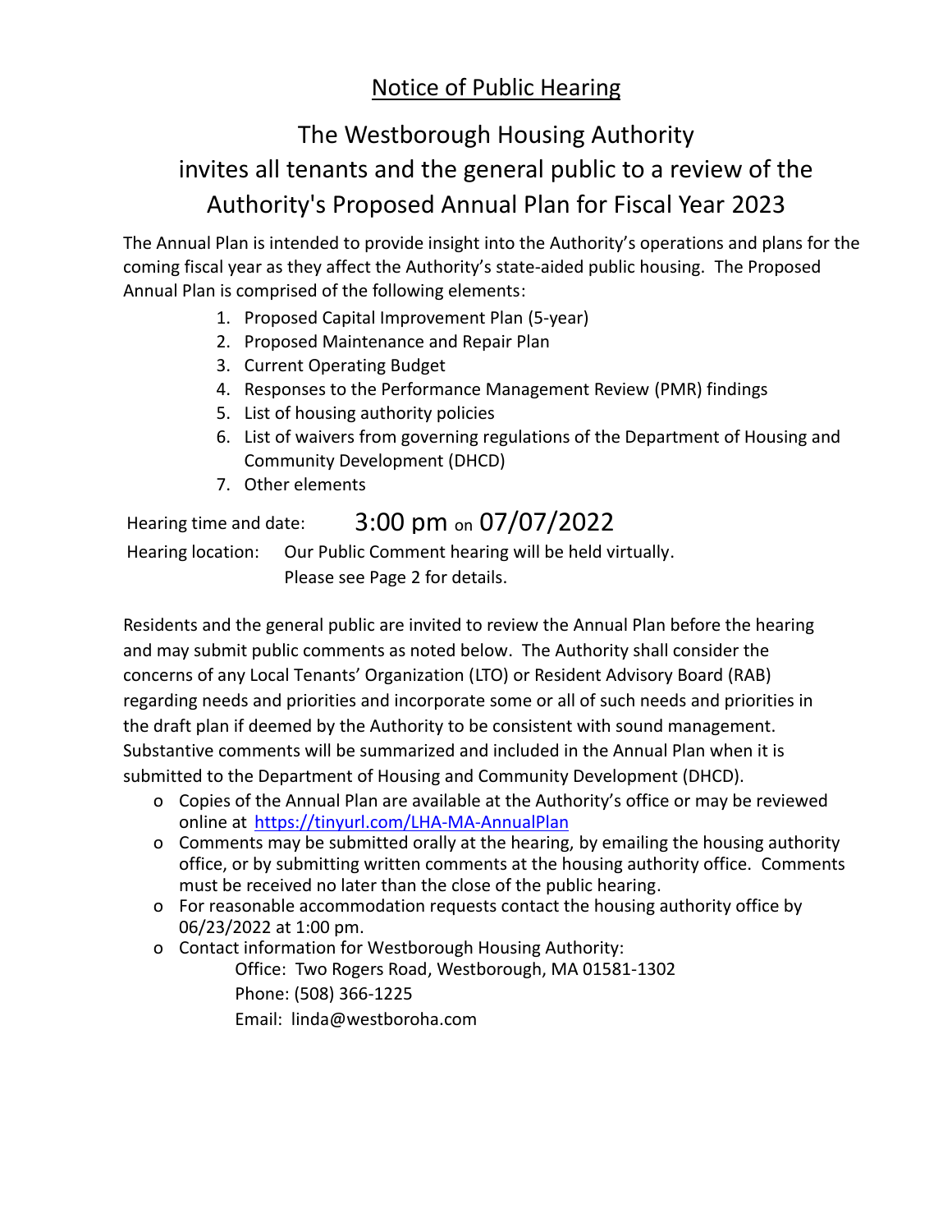# Notice of Public Hearing

## The Westborough Housing Authority invites all tenants and the general public to a review of the Authority's Proposed Annual Plan for Fiscal Year 2023

The Annual Plan is intended to provide insight into the Authority's operations and plans for the coming fiscal year as they affect the Authority's state-aided public housing. The Proposed Annual Plan is comprised of the following elements:

1. Proposed Capital Improvement Plan (5-year)
2. Proposed Maintenance and Repair Plan
3. Current Operating Budget
4. Responses to the Performance Management Review (PMR) findings
5. List of housing authority policies
6. List of waivers from governing regulations of the Department of Housing and Community Development (DHCD)
7. Other elements

Hearing time and date: 3:00 pm on 07/07/2022

Hearing location: Our Public Comment hearing will be held virtually.
Please see Page 2 for details.

Residents and the general public are invited to review the Annual Plan before the hearing and may submit public comments as noted below. The Authority shall consider the concerns of any Local Tenants' Organization (LTO) or Resident Advisory Board (RAB) regarding needs and priorities and incorporate some or all of such needs and priorities in the draft plan if deemed by the Authority to be consistent with sound management. Substantive comments will be summarized and included in the Annual Plan when it is submitted to the Department of Housing and Community Development (DHCD).

- Copies of the Annual Plan are available at the Authority's office or may be reviewed online at https://tinyurl.com/LHA-MA-AnnualPlan
- Comments may be submitted orally at the hearing, by emailing the housing authority office, or by submitting written comments at the housing authority office. Comments must be received no later than the close of the public hearing.
- For reasonable accommodation requests contact the housing authority office by 06/23/2022 at 1:00 pm.
- Contact information for Westborough Housing Authority:
  - Office: Two Rogers Road, Westborough, MA 01581-1302
  - Phone: (508) 366-1225
  - Email: linda@westboroha.com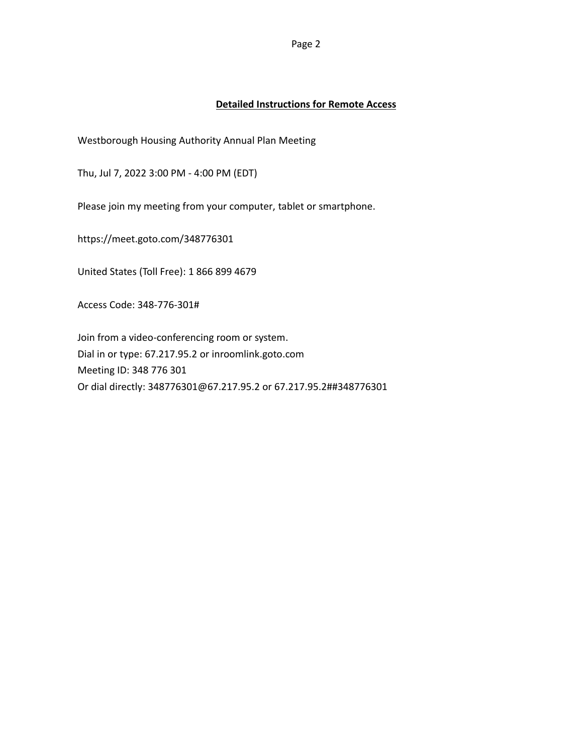## **Detailed Instructions for Remote Access**

Westborough Housing Authority Annual Plan Meeting

Thu, Jul 7, 2022 3:00 PM - 4:00 PM (EDT)

Please join my meeting from your computer, tablet or smartphone.

https://meet.goto.com/348776301

United States (Toll Free): 1 866 899 4679

Access Code: 348-776-301#

Join from a video-conferencing room or system.
Dial in or type: 67.217.95.2 or inroomlink.goto.com
Meeting ID: 348 776 301
Or dial directly: 348776301@67.217.95.2 or 67.217.95.2##348776301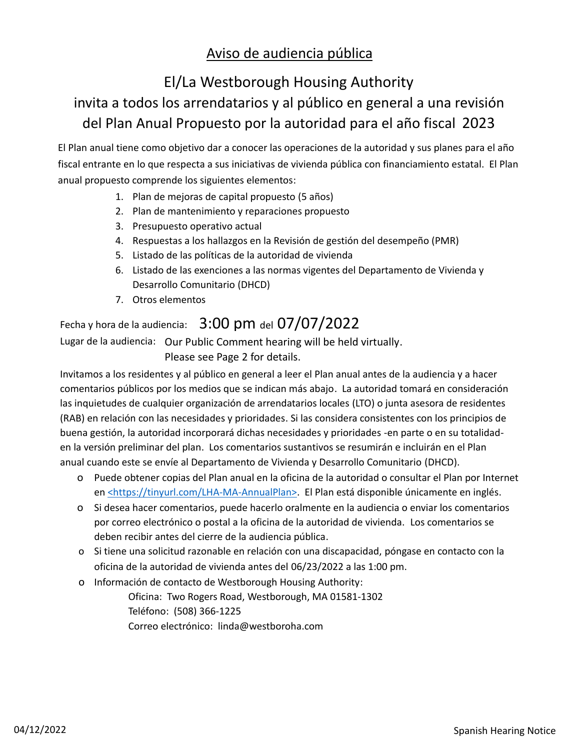# Aviso de audiencia pública

## El/La Westborough Housing Authority invita a todos los arrendatarios y al público en general a una revisión del Plan Anual Propuesto por la autoridad para el año fiscal 2023

El Plan anual tiene como objetivo dar a conocer las operaciones de la autoridad y sus planes para el año fiscal entrante en lo que respecta a sus iniciativas de vivienda pública con financiamiento estatal. El Plan anual propuesto comprende los siguientes elementos:

1. Plan de mejoras de capital propuesto (5 años)
2. Plan de mantenimiento y reparaciones propuesto
3. Presupuesto operativo actual
4. Respuestas a los hallazgos en la Revisión de gestión del desempeño (PMR)
5. Listado de las políticas de la autoridad de vivienda
6. Listado de las exenciones a las normas vigentes del Departamento de Vivienda y Desarrollo Comunitario (DHCD)
7. Otros elementos

Fecha y hora de la audiencia: **3:00 pm** del **07/07/2022**

Lugar de la audiencia: Our Public Comment hearing will be held virtually. Please see Page 2 for details.

Invitamos a los residentes y al público en general a leer el Plan anual antes de la audiencia y a hacer comentarios públicos por los medios que se indican más abajo. La autoridad tomará en consideración las inquietudes de cualquier organización de arrendatarios locales (LTO) o junta asesora de residentes (RAB) en relación con las necesidades y prioridades. Si las considera consistentes con los principios de buena gestión, la autoridad incorporará dichas necesidades y prioridades -en parte o en su totalidad- en la versión preliminar del plan. Los comentarios sustantivos se resumirán e incluirán en el Plan anual cuando este se envíe al Departamento de Vivienda y Desarrollo Comunitario (DHCD).

- Puede obtener copias del Plan anual en la oficina de la autoridad o consultar el Plan por Internet en <https://tinyurl.com/LHA-MA-AnnualPlan>. El Plan está disponible únicamente en inglés.
- Si desea hacer comentarios, puede hacerlo oralmente en la audiencia o enviar los comentarios por correo electrónico o postal a la oficina de la autoridad de vivienda. Los comentarios se deben recibir antes del cierre de la audiencia pública.
- Si tiene una solicitud razonable en relación con una discapacidad, póngase en contacto con la oficina de la autoridad de vivienda antes del 06/23/2022 a las 1:00 pm.
- Información de contacto de Westborough Housing Authority:
  - Oficina: Two Rogers Road, Westborough, MA 01581-1302
  - Teléfono: (508) 366-1225
  - Correo electrónico: linda@westboroha.com

04/12/2022 Spanish Hearing Notice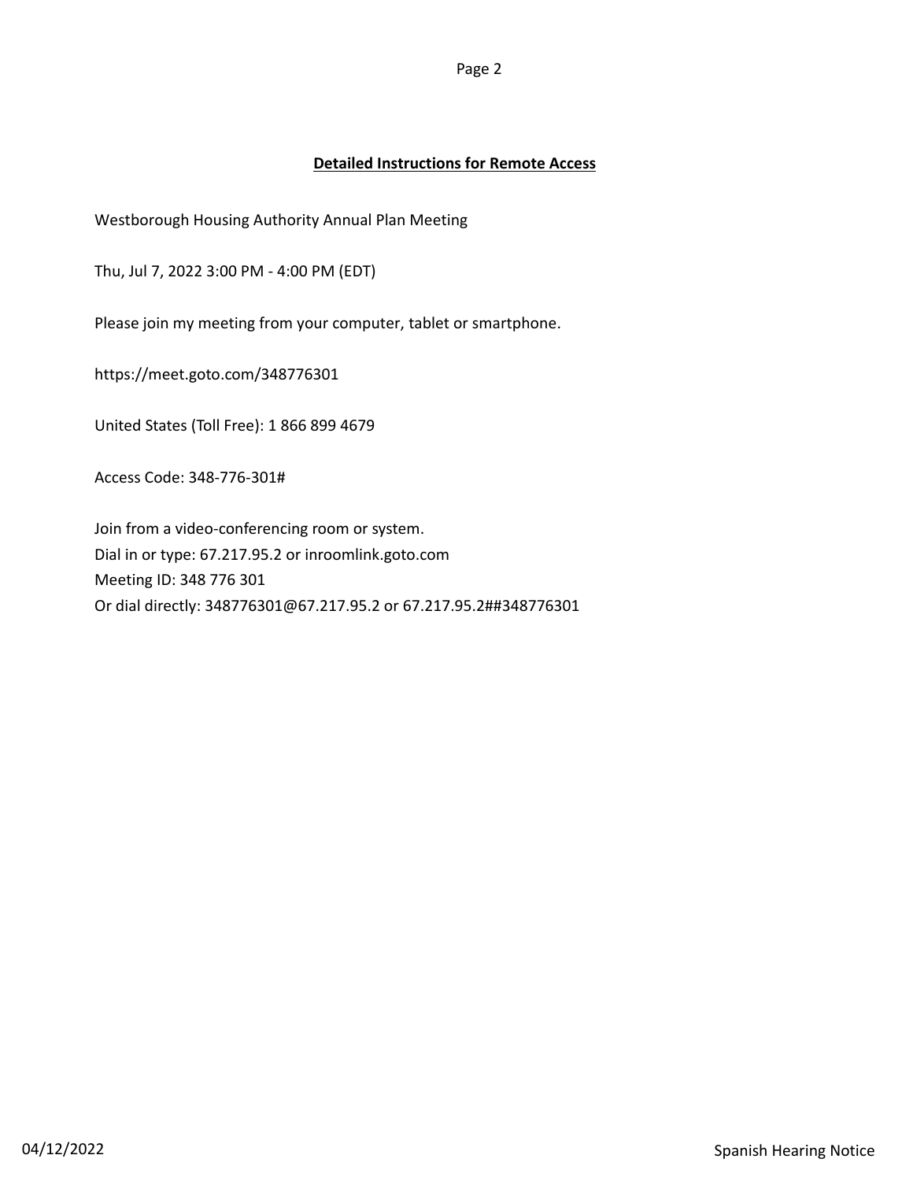## **Detailed Instructions for Remote Access**

Westborough Housing Authority Annual Plan Meeting

Thu, Jul 7, 2022 3:00 PM - 4:00 PM (EDT)

Please join my meeting from your computer, tablet or smartphone.

https://meet.goto.com/348776301

United States (Toll Free): 1 866 899 4679

Access Code: 348-776-301#

Join from a video-conferencing room or system.
Dial in or type: 67.217.95.2 or inroomlink.goto.com
Meeting ID: 348 776 301
Or dial directly: 348776301@67.217.95.2 or 67.217.95.2##348776301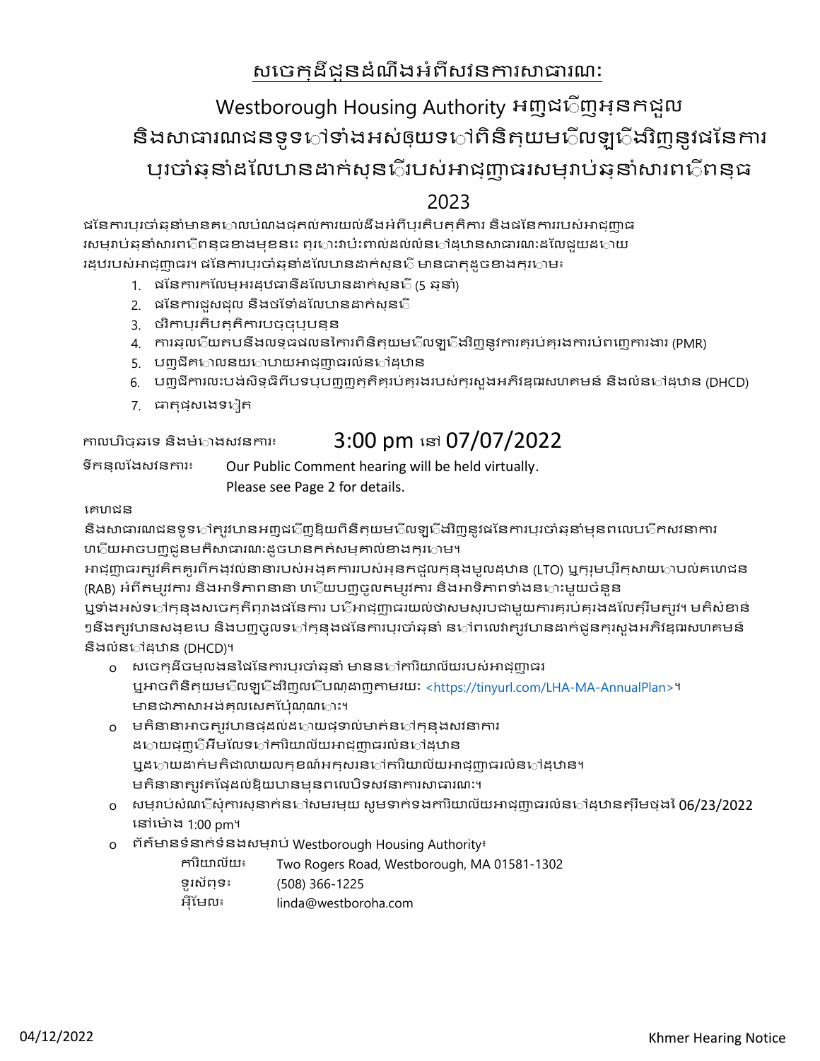# សេចក្តីជូនដំណឹងអំពីសវនាការសាធារណៈ

## Westborough Housing Authority អញ្ជើញអ្នកជួល និងសាធារណជនទូទៅទាំងអស់ឲ្យទៅពិនិត្យមើលឡើងវិញនូវផែនការប្រចាំឆ្នាំដែលបានដាក់ស្នើរបស់អាជ្ញាធរសម្រាប់ឆ្នាំសារពើពន្ធ 2023

ផែនការប្រចាំឆ្នាំមានគោលបំណងផ្តល់ការយល់ដឹងអំពីប្រតិបត្តិការ និងផែនការរបស់អាជ្ញាធរសម្រាប់ឆ្នាំសារពើពន្ធខាងមុខនេះ ព្រោះវាប៉ះពាល់ដល់លំនៅដ្ឋានសាធារណៈដែលជួយដោយរដ្ឋរបស់អាជ្ញាធរ។ ផែនការប្រចាំឆ្នាំដែលបានដាក់ស្នើ មានធាតុដូចខាងក្រោម៖

1. ផែនការកែលម្អរដ្ឋធានីដែលបានដាក់ស្នើ (5 ឆ្នាំ)
2. ផែនការជួសជុល និងថែទាំដែលបានដាក់ស្នើ
3. ថវិកាប្រតិបត្តិការបច្ចុប្បន្ន
4. ការឆ្លើយតបនឹងលទ្ធផលនៃការពិនិត្យមើលឡើងវិញនូវការគ្រប់គ្រងការបំពេញការងារ (PMR)
5. បញ្ជីគោលនយោបាយអាជ្ញាធរលំនៅដ្ឋាន
6. បញ្ជីការលះបង់សិទ្ធិពីបទប្បញ្ញត្តិគ្រប់គ្រងរបស់ក្រសួងអភិវឌ្ឍសហគមន៍ និងលំនៅដ្ឋាន (DHCD)
7. ធាតុផ្សេងទៀត

កាលបរិច្ឆេទ និងម៉ោងសវនការ៖ **3:00 pm នៅ 07/07/2022**

ទីកន្លែងសវនការ៖ Our Public Comment hearing will be held virtually. Please see Page 2 for details.

គេហជន និងសាធារណជនទូទៅគួរបានអញ្ជើញឱ្យពិនិត្យមើលឡើងវិញនូវផែនការប្រចាំឆ្នាំមុនពេលបើកសវនាការ ហើយអាចបញ្ជូនមតិសាធារណៈដូចបានកត់សម្គាល់ខាងក្រោម។

អាជ្ញាធរគួរតែគិតគូរពីកង្វល់នានារបស់អង្គការរបស់អ្នកជួលក្នុងមូលដ្ឋាន (LTO) ឬក្រុមប្រឹក្សាយោបល់គេហជន (RAB) អំពីតម្រូវការ និងអាទិភាពនានា ហើយបញ្ចូលតម្រូវការ និងអាទិភាពទាំងនោះមួយចំនួន ឬទាំងអស់ទៅក្នុងសេចក្តីព្រាងផែនការ បើអាជ្ញាធរយល់ថាសមស្របជាមួយការគ្រប់គ្រងដែលត្រឹមត្រូវ។ មតិសំខាន់ៗនឹងត្រូវបានសង្ខេប និងបញ្ចូលទៅក្នុងផែនការប្រចាំឆ្នាំ នៅពេលវាត្រូវបានដាក់ជូនក្រសួងអភិវឌ្ឍសហគមន៍ និងលំនៅដ្ឋាន (DHCD)។

- សេចក្តីចម្លងនៃផែនការប្រចាំឆ្នាំ មាននៅការិយាល័យរបស់អាជ្ញាធរ ឬអាចពិនិត្យមើលឡើងវិញលើបណ្តាញតាមរយៈ <https://tinyurl.com/LHA-MA-AnnualPlan>។ មានជាភាសាអង់គ្លេសតែប៉ុណ្ណោះ។
- មតិនានាអាចត្រូវបានផ្តល់ដោយផ្ទាល់មាត់នៅក្នុងសវនាការ ដោយផ្ញើអ៊ីមែលទៅការិយាល័យអាជ្ញាធរលំនៅដ្ឋាន ឬដោយដាក់មតិជាលាយលក្ខណ៍អក្សរនៅការិយាល័យអាជ្ញាធរលំនៅដ្ឋាន។ មតិនានាត្រូវតែផ្តល់ឱ្យបានមុនពេលបិទសវនាការសាធារណៈ។
- សម្រាប់សំណើសុំការស្នាក់នៅសមរម្យ សូមទាក់ទងការិយាល័យអាជ្ញាធរលំនៅដ្ឋានត្រឹមថ្ងៃ 06/23/2022 នៅម៉ោង 1:00 pm។
- ព័ត៌មានទំនាក់ទំនងសម្រាប់ Westborough Housing Authority៖

| | |
|---|---|
| ការិយាល័យ៖ | Two Rogers Road, Westborough, MA 01581-1302 |
| ទូរស័ព្ទ៖ | (508) 366-1225 |
| អ៊ីមែល៖ | linda@westboroha.com |

04/12/2022 Khmer Hearing Notice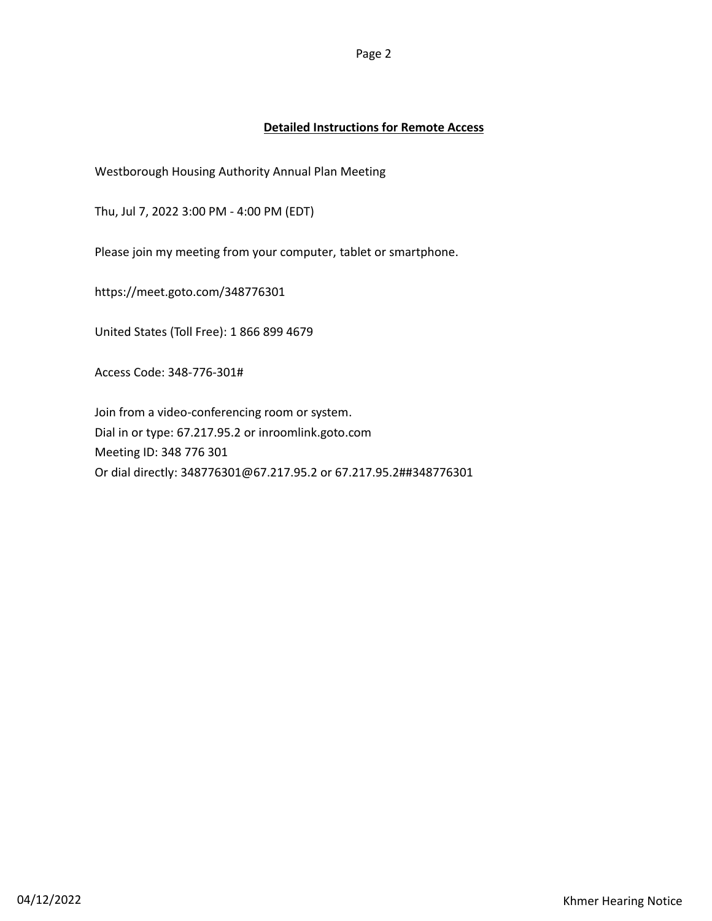**Detailed Instructions for Remote Access**

Westborough Housing Authority Annual Plan Meeting

Thu, Jul 7, 2022 3:00 PM - 4:00 PM (EDT)

Please join my meeting from your computer, tablet or smartphone.

https://meet.goto.com/348776301

United States (Toll Free): 1 866 899 4679

Access Code: 348-776-301#

Join from a video-conferencing room or system.
Dial in or type: 67.217.95.2 or inroomlink.goto.com
Meeting ID: 348 776 301
Or dial directly: 348776301@67.217.95.2 or 67.217.95.2##348776301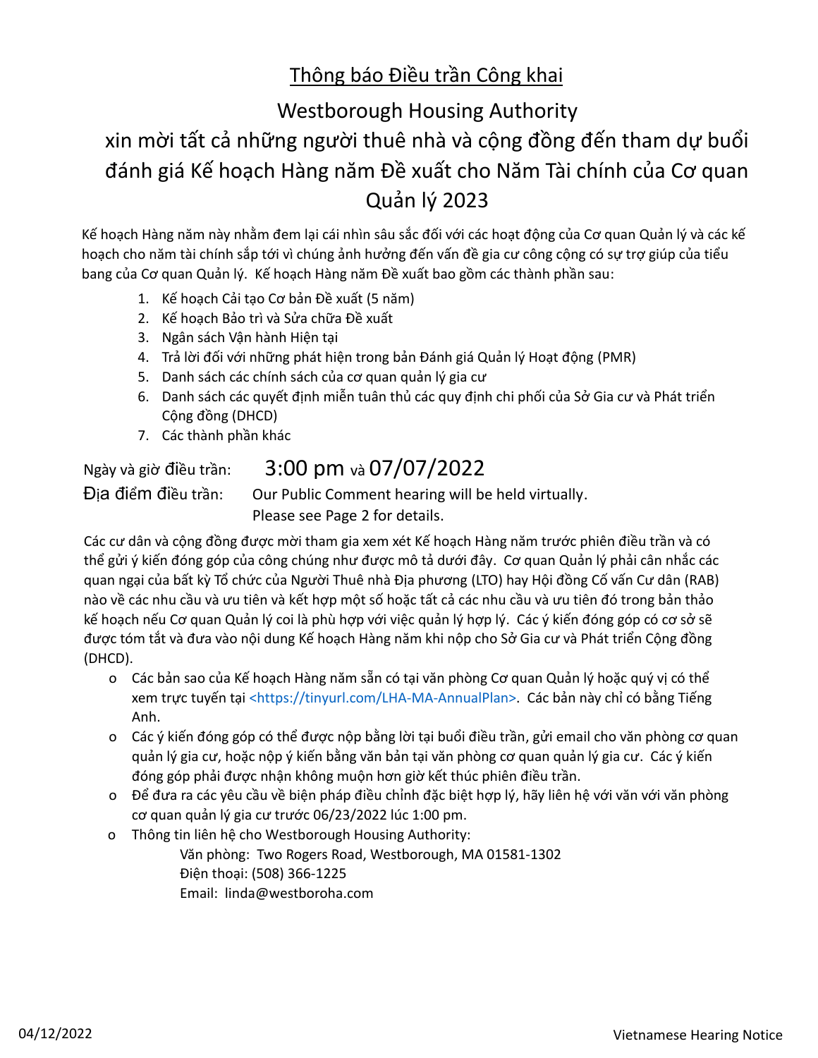# Thông báo Điều trần Công khai

## Westborough Housing Authority

## xin mời tất cả những người thuê nhà và cộng đồng đến tham dự buổi đánh giá Kế hoạch Hàng năm Đề xuất cho Năm Tài chính của Cơ quan Quản lý 2023

Kế hoạch Hàng năm này nhằm đem lại cái nhìn sâu sắc đối với các hoạt động của Cơ quan Quản lý và các kế hoạch cho năm tài chính sắp tới vì chúng ảnh hưởng đến vấn đề gia cư công cộng có sự trợ giúp của tiểu bang của Cơ quan Quản lý. Kế hoạch Hàng năm Đề xuất bao gồm các thành phần sau:

1. Kế hoạch Cải tạo Cơ bản Đề xuất (5 năm)
2. Kế hoạch Bảo trì và Sửa chữa Đề xuất
3. Ngân sách Vận hành Hiện tại
4. Trả lời đối với những phát hiện trong bản Đánh giá Quản lý Hoạt động (PMR)
5. Danh sách các chính sách của cơ quan quản lý gia cư
6. Danh sách các quyết định miễn tuân thủ các quy định chi phối của Sở Gia cư và Phát triển Cộng đồng (DHCD)
7. Các thành phần khác

Ngày và giờ điều trần: 3:00 pm và 07/07/2022

Địa điểm điều trần: Our Public Comment hearing will be held virtually.
Please see Page 2 for details.

Các cư dân và cộng đồng được mời tham gia xem xét Kế hoạch Hàng năm trước phiên điều trần và có thể gửi ý kiến đóng góp của công chúng như được mô tả dưới đây. Cơ quan Quản lý phải cân nhắc các quan ngại của bất kỳ Tổ chức của Người Thuê nhà Địa phương (LTO) hay Hội đồng Cố vấn Cư dân (RAB) nào về các nhu cầu và ưu tiên và kết hợp một số hoặc tất cả các nhu cầu và ưu tiên đó trong bản thảo kế hoạch nếu Cơ quan Quản lý coi là phù hợp với việc quản lý hợp lý. Các ý kiến đóng góp có cơ sở sẽ được tóm tắt và đưa vào nội dung Kế hoạch Hàng năm khi nộp cho Sở Gia cư và Phát triển Cộng đồng (DHCD).

- Các bản sao của Kế hoạch Hàng năm sẵn có tại văn phòng Cơ quan Quản lý hoặc quý vị có thể xem trực tuyến tại <https://tinyurl.com/LHA-MA-AnnualPlan>. Các bản này chỉ có bằng Tiếng Anh.
- Các ý kiến đóng góp có thể được nộp bằng lời tại buổi điều trần, gửi email cho văn phòng cơ quan quản lý gia cư, hoặc nộp ý kiến bằng văn bản tại văn phòng cơ quan quản lý gia cư. Các ý kiến đóng góp phải được nhận không muộn hơn giờ kết thúc phiên điều trần.
- Để đưa ra các yêu cầu về biện pháp điều chỉnh đặc biệt hợp lý, hãy liên hệ với văn với văn phòng cơ quan quản lý gia cư trước 06/23/2022 lúc 1:00 pm.
- Thông tin liên hệ cho Westborough Housing Authority:
  - Văn phòng: Two Rogers Road, Westborough, MA 01581-1302
  - Điện thoại: (508) 366-1225
  - Email: linda@westboroha.com

04/12/2022 Vietnamese Hearing Notice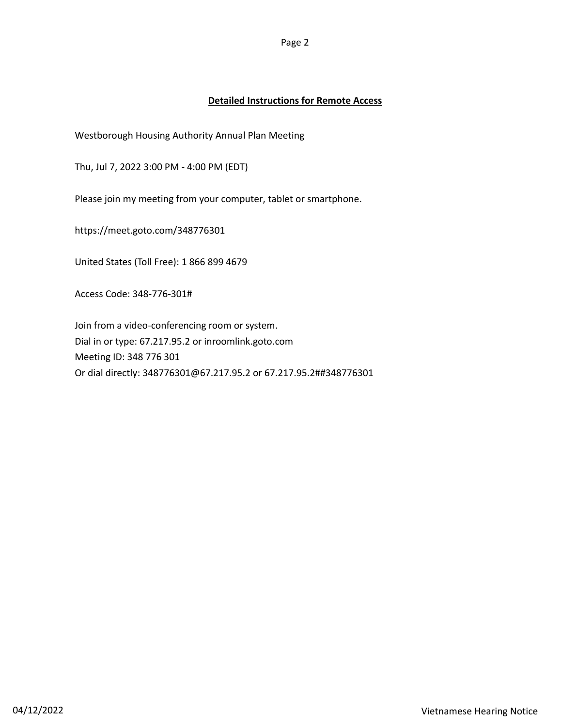## Detailed Instructions for Remote Access

Westborough Housing Authority Annual Plan Meeting

Thu, Jul 7, 2022 3:00 PM - 4:00 PM (EDT)

Please join my meeting from your computer, tablet or smartphone.

https://meet.goto.com/348776301

United States (Toll Free): 1 866 899 4679

Access Code: 348-776-301#

Join from a video-conferencing room or system.
Dial in or type: 67.217.95.2 or inroomlink.goto.com
Meeting ID: 348 776 301
Or dial directly: 348776301@67.217.95.2 or 67.217.95.2##348776301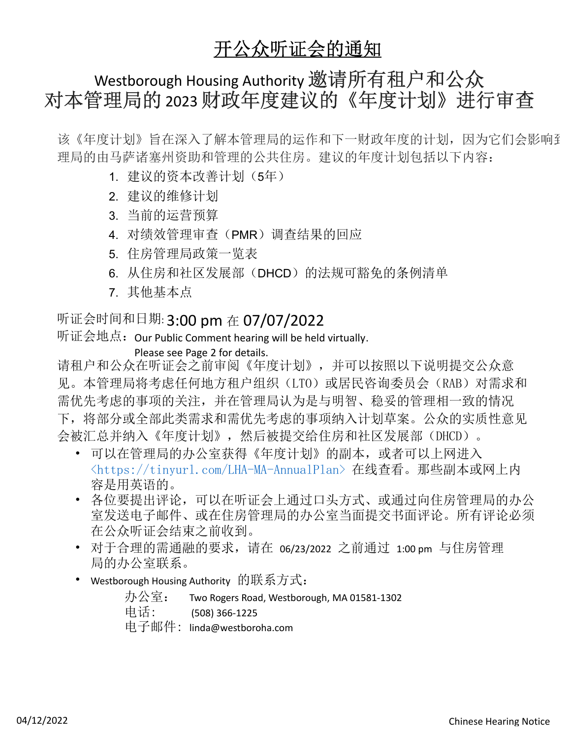# 开公众听证会的通知

## Westborough Housing Authority 邀请所有租户和公众对本管理局的 2023 财政年度建议的《年度计划》进行审查

该《年度计划》旨在深入了解本管理局的运作和下一财政年度的计划，因为它们会影响到理局的由马萨诸塞州资助和管理的公共住房。建议的年度计划包括以下内容：

1. 建议的资本改善计划（5年）
2. 建议的维修计划
3. 当前的运营预算
4. 对绩效管理审查（PMR）调查结果的回应
5. 住房管理局政策一览表
6. 从住房和社区发展部（DHCD）的法规可豁免的条例清单
7. 其他基本点

听证会时间和日期: 3:00 pm 在 07/07/2022

听证会地点：Our Public Comment hearing will be held virtually.
Please see Page 2 for details.

请租户和公众在听证会之前审阅《年度计划》，并可以按照以下说明提交公众意见。本管理局将考虑任何地方租户组织（LTO）或居民咨询委员会（RAB）对需求和需优先考虑的事项的关注，并在管理局认为是与明智、稳妥的管理相一致的情况下，将部分或全部此类需求和需优先考虑的事项纳入计划草案。公众的实质性意见会被汇总并纳入《年度计划》，然后被提交给住房和社区发展部（DHCD）。

- 可以在管理局的办公室获得《年度计划》的副本，或者可以上网进入 <https://tinyurl.com/LHA-MA-AnnualPlan> 在线查看。那些副本或网上内容是用英语的。
- 各位要提出评论，可以在听证会上通过口头方式、或通过向住房管理局的办公室发送电子邮件、或在住房管理局的办公室当面提交书面评论。所有评论必须在公众听证会结束之前收到。
- 对于合理的需通融的要求，请在 06/23/2022 之前通过 1:00 pm 与住房管理局的办公室联系。
- Westborough Housing Authority 的联系方式：

  办公室： Two Rogers Road, Westborough, MA 01581-1302

  电话： (508) 366-1225

  电子邮件：linda@westboroha.com

04/12/2022

Chinese Hearing Notice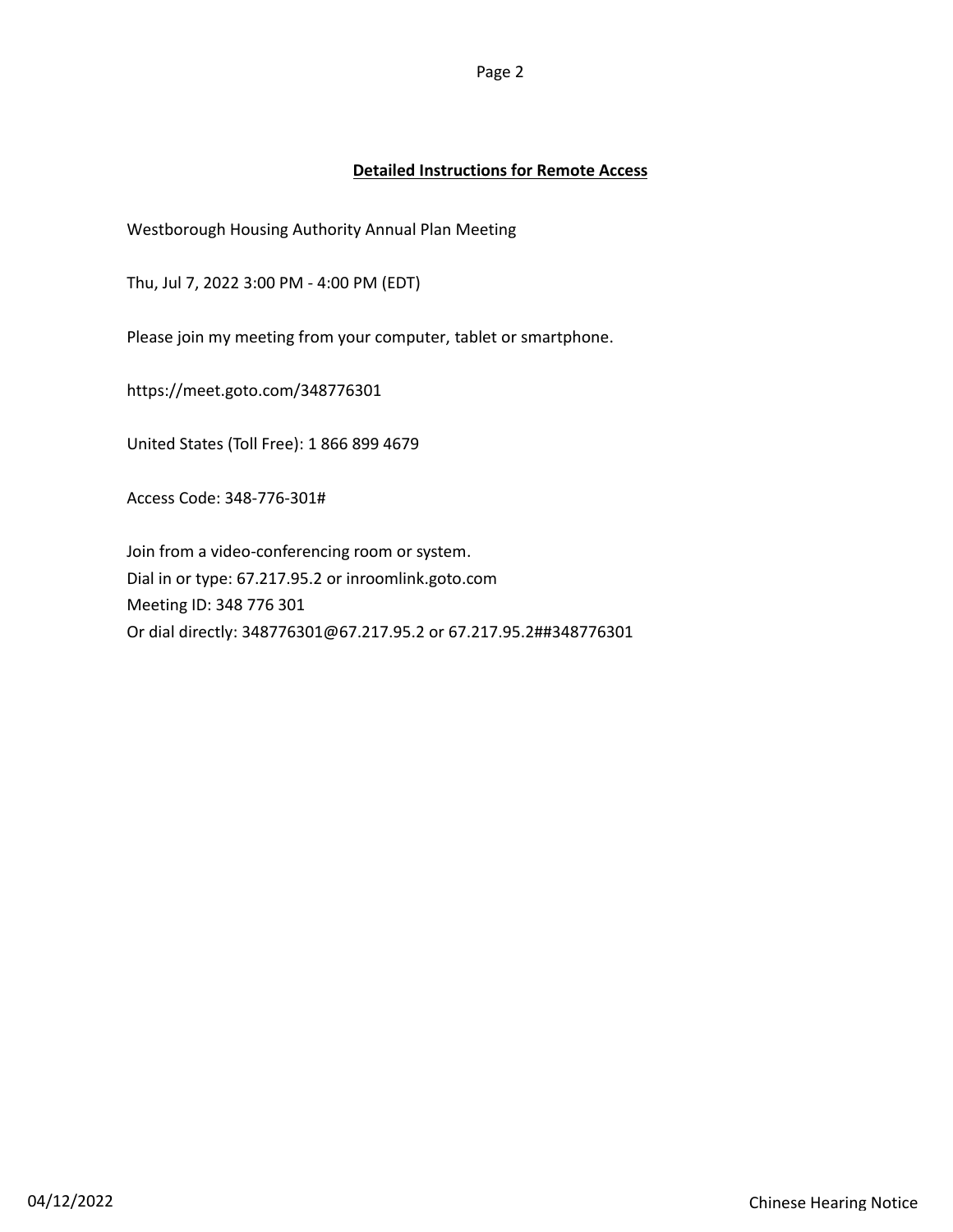**Detailed Instructions for Remote Access**

Westborough Housing Authority Annual Plan Meeting

Thu, Jul 7, 2022 3:00 PM - 4:00 PM (EDT)

Please join my meeting from your computer, tablet or smartphone.

https://meet.goto.com/348776301

United States (Toll Free): 1 866 899 4679

Access Code: 348-776-301#

Join from a video-conferencing room or system.
Dial in or type: 67.217.95.2 or inroomlink.goto.com
Meeting ID: 348 776 301
Or dial directly: 348776301@67.217.95.2 or 67.217.95.2##348776301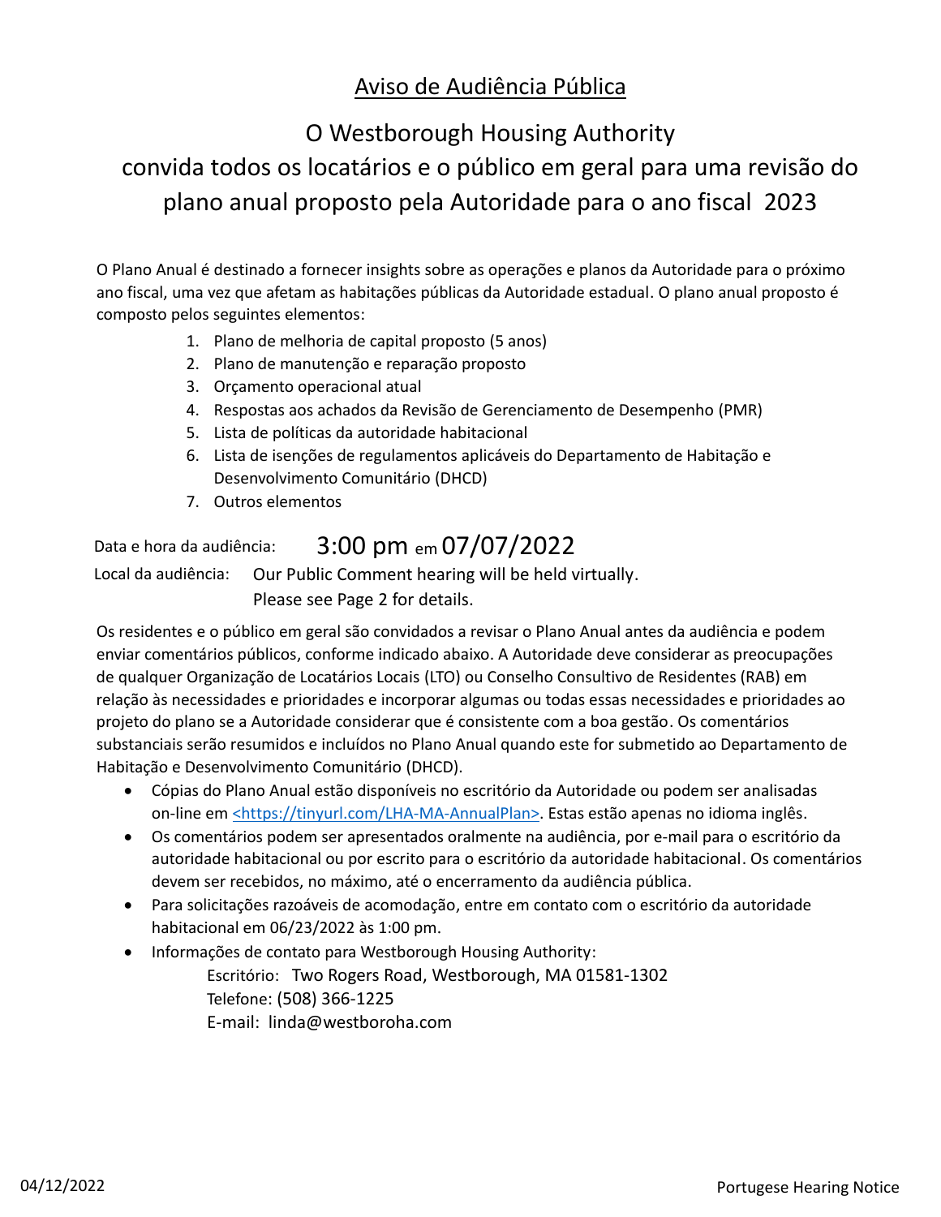# Aviso de Audiência Pública

## O Westborough Housing Authority convida todos os locatários e o público em geral para uma revisão do plano anual proposto pela Autoridade para o ano fiscal 2023

O Plano Anual é destinado a fornecer insights sobre as operações e planos da Autoridade para o próximo ano fiscal, uma vez que afetam as habitações públicas da Autoridade estadual. O plano anual proposto é composto pelos seguintes elementos:

1. Plano de melhoria de capital proposto (5 anos)
2. Plano de manutenção e reparação proposto
3. Orçamento operacional atual
4. Respostas aos achados da Revisão de Gerenciamento de Desempenho (PMR)
5. Lista de políticas da autoridade habitacional
6. Lista de isenções de regulamentos aplicáveis do Departamento de Habitação e Desenvolvimento Comunitário (DHCD)
7. Outros elementos

Data e hora da audiência: **3:00 pm** em **07/07/2022**

Local da audiência: Our Public Comment hearing will be held virtually. Please see Page 2 for details.

Os residentes e o público em geral são convidados a revisar o Plano Anual antes da audiência e podem enviar comentários públicos, conforme indicado abaixo. A Autoridade deve considerar as preocupações de qualquer Organização de Locatários Locais (LTO) ou Conselho Consultivo de Residentes (RAB) em relação às necessidades e prioridades e incorporar algumas ou todas essas necessidades e prioridades ao projeto do plano se a Autoridade considerar que é consistente com a boa gestão. Os comentários substanciais serão resumidos e incluídos no Plano Anual quando este for submetido ao Departamento de Habitação e Desenvolvimento Comunitário (DHCD).

- Cópias do Plano Anual estão disponíveis no escritório da Autoridade ou podem ser analisadas on-line em <https://tinyurl.com/LHA-MA-AnnualPlan>. Estas estão apenas no idioma inglês.
- Os comentários podem ser apresentados oralmente na audiência, por e-mail para o escritório da autoridade habitacional ou por escrito para o escritório da autoridade habitacional. Os comentários devem ser recebidos, no máximo, até o encerramento da audiência pública.
- Para solicitações razoáveis de acomodação, entre em contato com o escritório da autoridade habitacional em 06/23/2022 às 1:00 pm.
- Informações de contato para Westborough Housing Authority:
  - Escritório: Two Rogers Road, Westborough, MA 01581-1302
  - Telefone: (508) 366-1225
  - E-mail: linda@westboroha.com

04/12/2022 Portugese Hearing Notice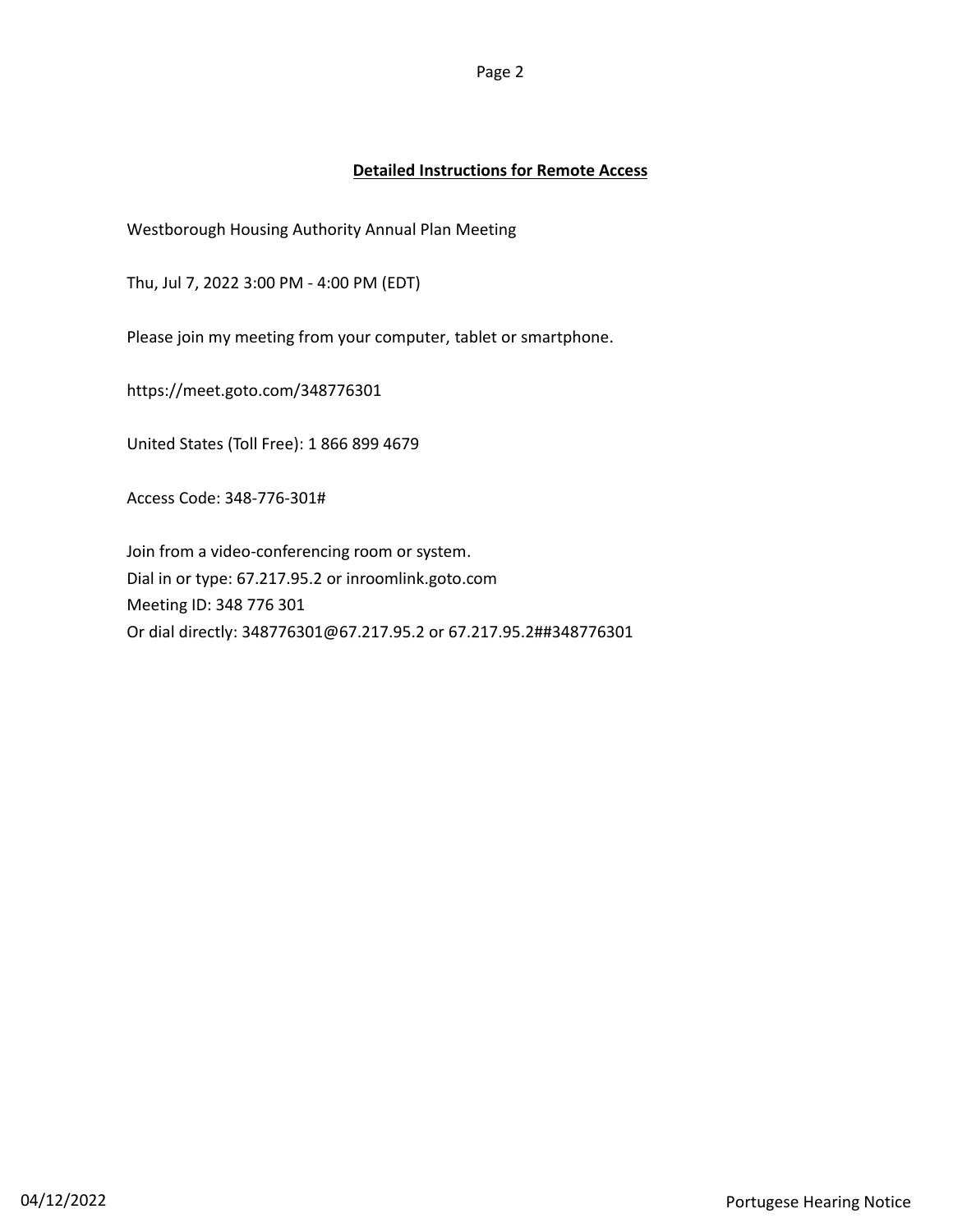## Detailed Instructions for Remote Access

Westborough Housing Authority Annual Plan Meeting

Thu, Jul 7, 2022 3:00 PM - 4:00 PM (EDT)

Please join my meeting from your computer, tablet or smartphone.

https://meet.goto.com/348776301

United States (Toll Free): 1 866 899 4679

Access Code: 348-776-301#

Join from a video-conferencing room or system.
Dial in or type: 67.217.95.2 or inroomlink.goto.com
Meeting ID: 348 776 301
Or dial directly: 348776301@67.217.95.2 or 67.217.95.2##348776301

04/12/2022 Portugese Hearing Notice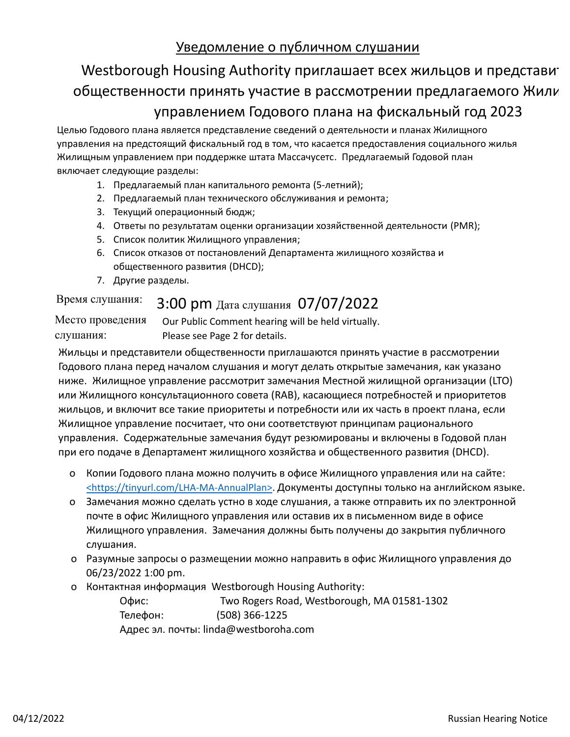## Уведомление о публичном слушании

## Westborough Housing Authority приглашает всех жильцов и представит общественности принять участие в рассмотрении предлагаемого Жили управлением Годового плана на фискальный год 2023

Целью Годового плана является представление сведений о деятельности и планах Жилищного управления на предстоящий фискальный год в том, что касается предоставления социального жилья Жилищным управлением при поддержке штата Массачусетс. Предлагаемый Годовой план включает следующие разделы:

1. Предлагаемый план капитального ремонта (5-летний);
2. Предлагаемый план технического обслуживания и ремонта;
3. Текущий операционный бюдж;
4. Ответы по результатам оценки организации хозяйственной деятельности (PMR);
5. Список политик Жилищного управления;
6. Список отказов от постановлений Департамента жилищного хозяйства и общественного развития (DHCD);
7. Другие разделы.

Время слушания: 3:00 pm Дата слушания 07/07/2022

Место проведения слушания: Our Public Comment hearing will be held virtually. Please see Page 2 for details.

Жильцы и представители общественности приглашаются принять участие в рассмотрении Годового плана перед началом слушания и могут делать открытые замечания, как указано ниже. Жилищное управление рассмотрит замечания Местной жилищной организации (LTO) или Жилищного консультационного совета (RAB), касающиеся потребностей и приоритетов жильцов, и включит все такие приоритеты и потребности или их часть в проект плана, если Жилищное управление посчитает, что они соответствуют принципам рационального управления. Содержательные замечания будут резюмированы и включены в Годовой план при его подаче в Департамент жилищного хозяйства и общественного развития (DHCD).

- Копии Годового плана можно получить в офисе Жилищного управления или на сайте: <https://tinyurl.com/LHA-MA-AnnualPlan>. Документы доступны только на английском языке.
- Замечания можно сделать устно в ходе слушания, а также отправить их по электронной почте в офис Жилищного управления или оставив их в письменном виде в офисе Жилищного управления. Замечания должны быть получены до закрытия публичного слушания.
- Разумные запросы о размещении можно направить в офис Жилищного управления до 06/23/2022 1:00 pm.
- Контактная информация Westborough Housing Authority:
  - Офис: Two Rogers Road, Westborough, MA 01581-1302
  - Телефон: (508) 366-1225
  - Адрес эл. почты: linda@westboroha.com

04/12/2022 Russian Hearing Notice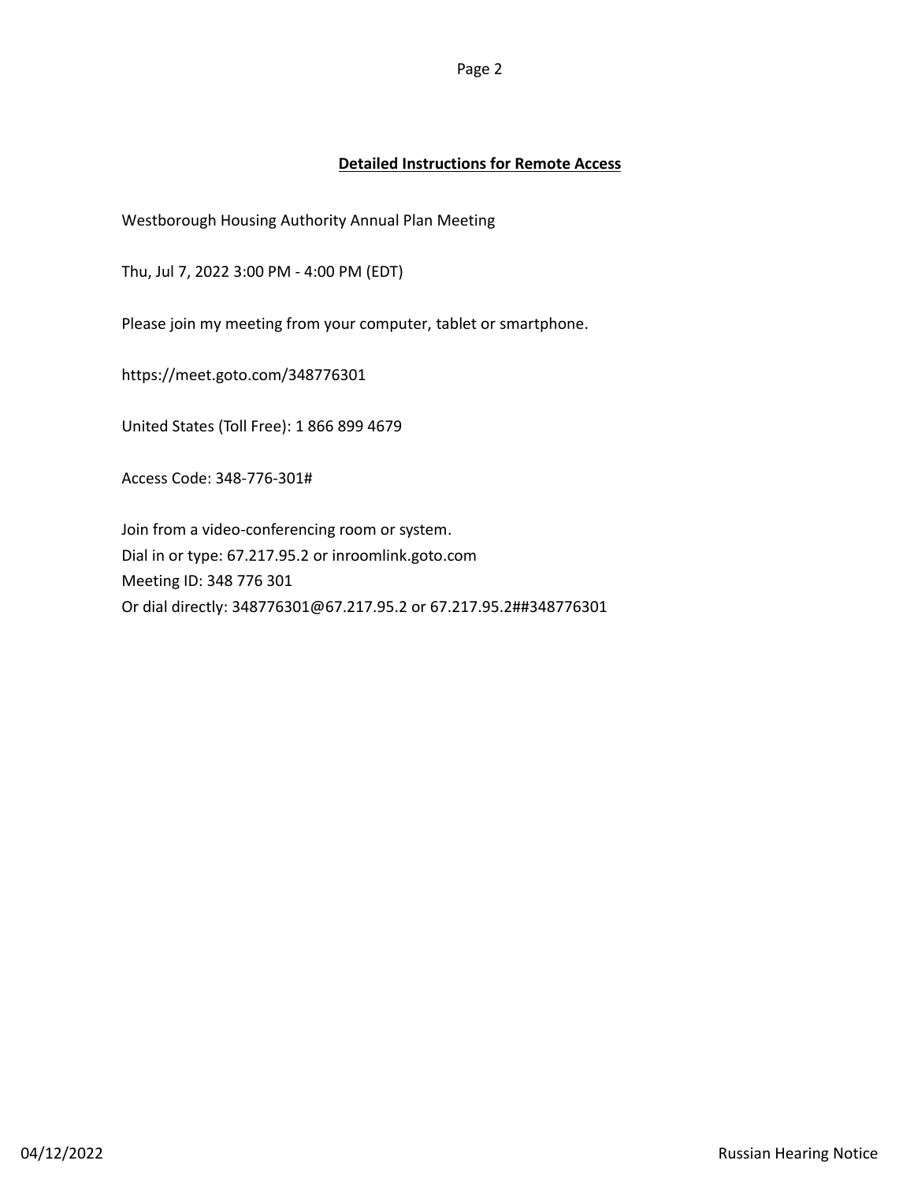**Detailed Instructions for Remote Access**

Westborough Housing Authority Annual Plan Meeting

Thu, Jul 7, 2022 3:00 PM - 4:00 PM (EDT)

Please join my meeting from your computer, tablet or smartphone.

https://meet.goto.com/348776301

United States (Toll Free): 1 866 899 4679

Access Code: 348-776-301#

Join from a video-conferencing room or system.
Dial in or type: 67.217.95.2 or inroomlink.goto.com
Meeting ID: 348 776 301
Or dial directly: 348776301@67.217.95.2 or 67.217.95.2##348776301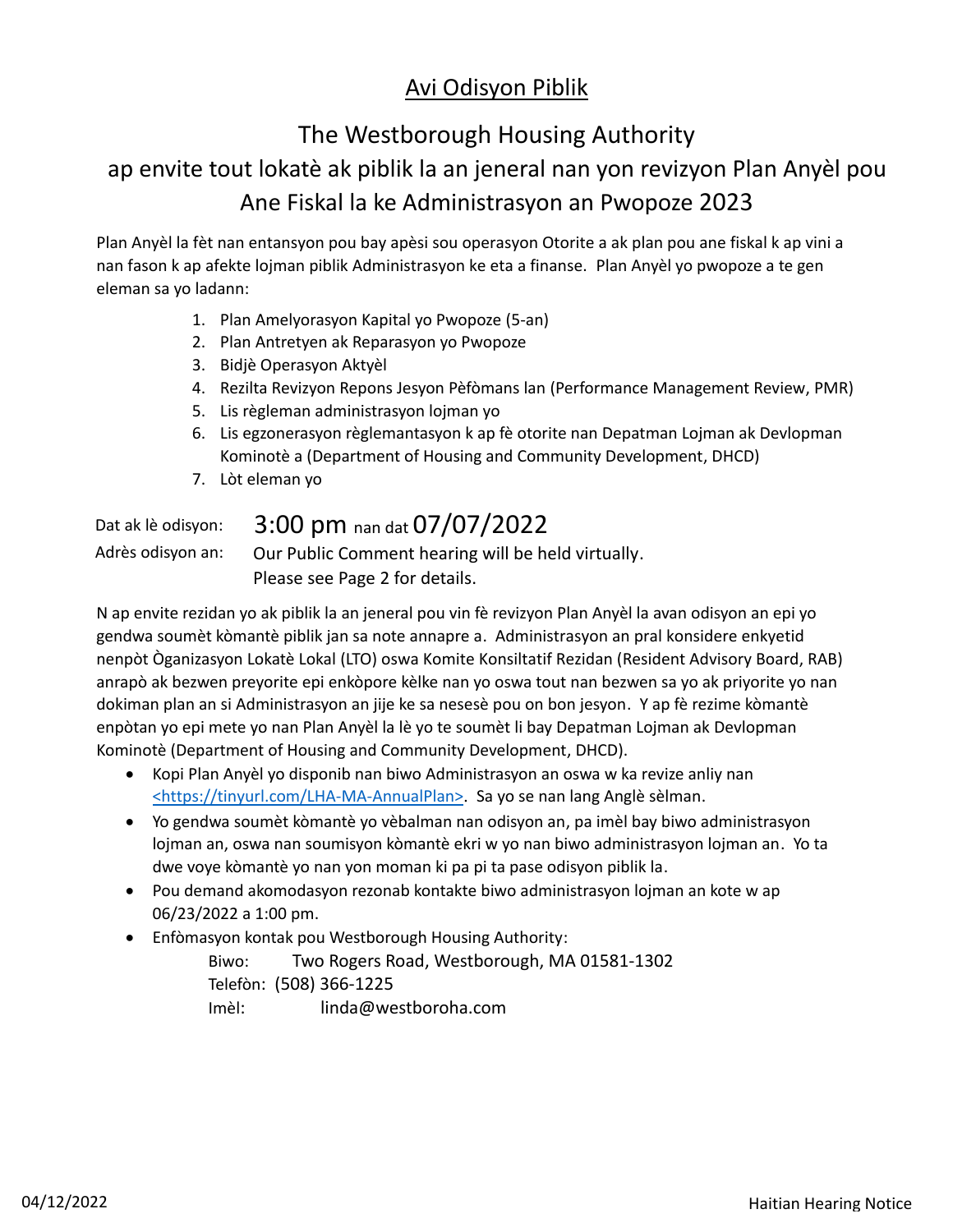# Avi Odisyon Piblik

## The Westborough Housing Authority

## ap envite tout lokatè ak piblik la an jeneral nan yon revizyon Plan Anyèl pou Ane Fiskal la ke Administrasyon an Pwopoze 2023

Plan Anyèl la fèt nan entansyon pou bay apèsi sou operasyon Otorite a ak plan pou ane fiskal k ap vini a nan fason k ap afekte lojman piblik Administrasyon ke eta a finanse. Plan Anyèl yo pwopoze a te gen eleman sa yo ladann:

1. Plan Amelyorasyon Kapital yo Pwopoze (5-an)
2. Plan Antretyen ak Reparasyon yo Pwopoze
3. Bidjè Operasyon Aktyèl
4. Rezilta Revizyon Repons Jesyon Pèfòmans lan (Performance Management Review, PMR)
5. Lis règleman administrasyon lojman yo
6. Lis egzonerasyon règlemantasyon k ap fè otorite nan Depatman Lojman ak Devlopman Kominotè a (Department of Housing and Community Development, DHCD)
7. Lòt eleman yo

Dat ak lè odisyon: 3:00 pm nan dat 07/07/2022

Adrès odisyon an: Our Public Comment hearing will be held virtually. Please see Page 2 for details.

N ap envite rezidan yo ak piblik la an jeneral pou vin fè revizyon Plan Anyèl la avan odisyon an epi yo gendwa soumèt kòmantè piblik jan sa note annapre a. Administrasyon an pral konsidere enkyetid nenpòt Òganizasyon Lokatè Lokal (LTO) oswa Komite Konsiltatif Rezidan (Resident Advisory Board, RAB) anrapò ak bezwen preyorite epi enkòpore kèlke nan yo oswa tout nan bezwen sa yo ak priyorite yo nan dokiman plan an si Administrasyon an jije ke sa nesesè pou on bon jesyon. Y ap fè rezime kòmantè enpòtan yo epi mete yo nan Plan Anyèl la lè yo te soumèt li bay Depatman Lojman ak Devlopman Kominotè (Department of Housing and Community Development, DHCD).

- Kopi Plan Anyèl yo disponib nan biwo Administrasyon an oswa w ka revize anliy nan <https://tinyurl.com/LHA-MA-AnnualPlan>. Sa yo se nan lang Anglè sèlman.
- Yo gendwa soumèt kòmantè yo vèbalman nan odisyon an, pa imèl bay biwo administrasyon lojman an, oswa nan soumisyon kòmantè ekri w yo nan biwo administrasyon lojman an. Yo ta dwe voye kòmantè yo nan yon moman ki pa pi ta pase odisyon piblik la.
- Pou demand akomodasyon rezonab kontakte biwo administrasyon lojman an kote w ap 06/23/2022 a 1:00 pm.
- Enfòmasyon kontak pou Westborough Housing Authority:
  - Biwo: Two Rogers Road, Westborough, MA 01581-1302
  - Telefòn: (508) 366-1225
  - Imèl: linda@westboroha.com

04/12/2022 Haitian Hearing Notice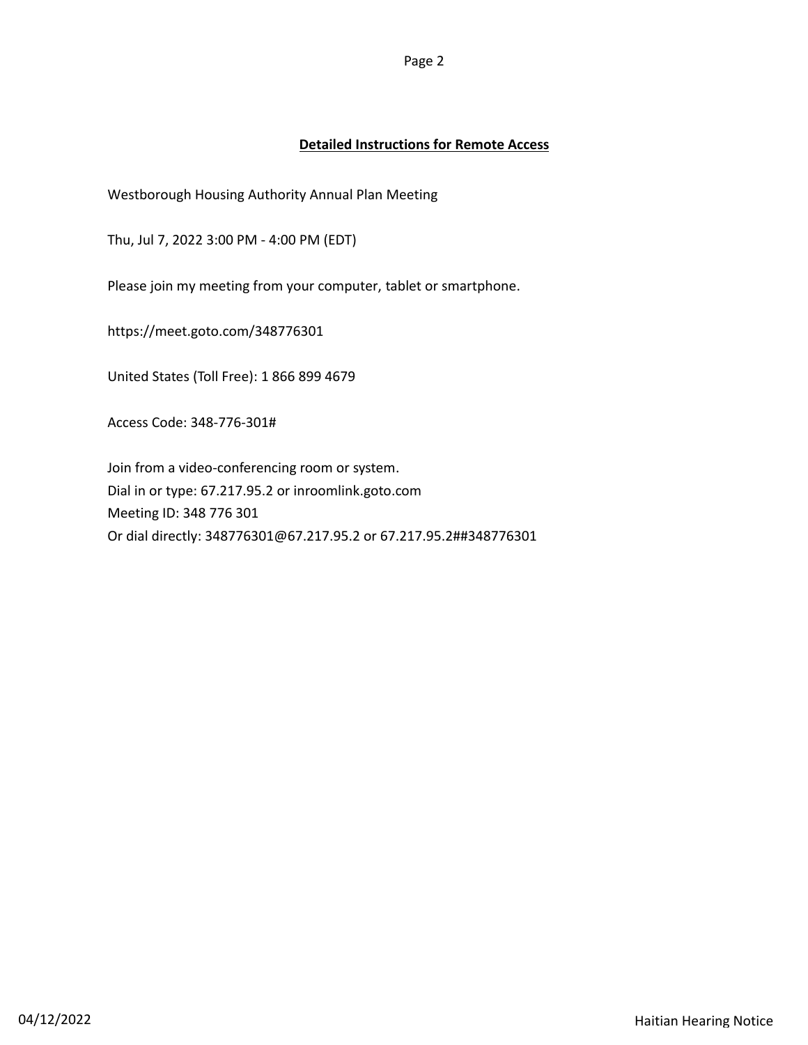**Detailed Instructions for Remote Access**

Westborough Housing Authority Annual Plan Meeting

Thu, Jul 7, 2022 3:00 PM - 4:00 PM (EDT)

Please join my meeting from your computer, tablet or smartphone.

https://meet.goto.com/348776301

United States (Toll Free): 1 866 899 4679

Access Code: 348-776-301#

Join from a video-conferencing room or system.
Dial in or type: 67.217.95.2 or inroomlink.goto.com
Meeting ID: 348 776 301
Or dial directly: 348776301@67.217.95.2 or 67.217.95.2##348776301